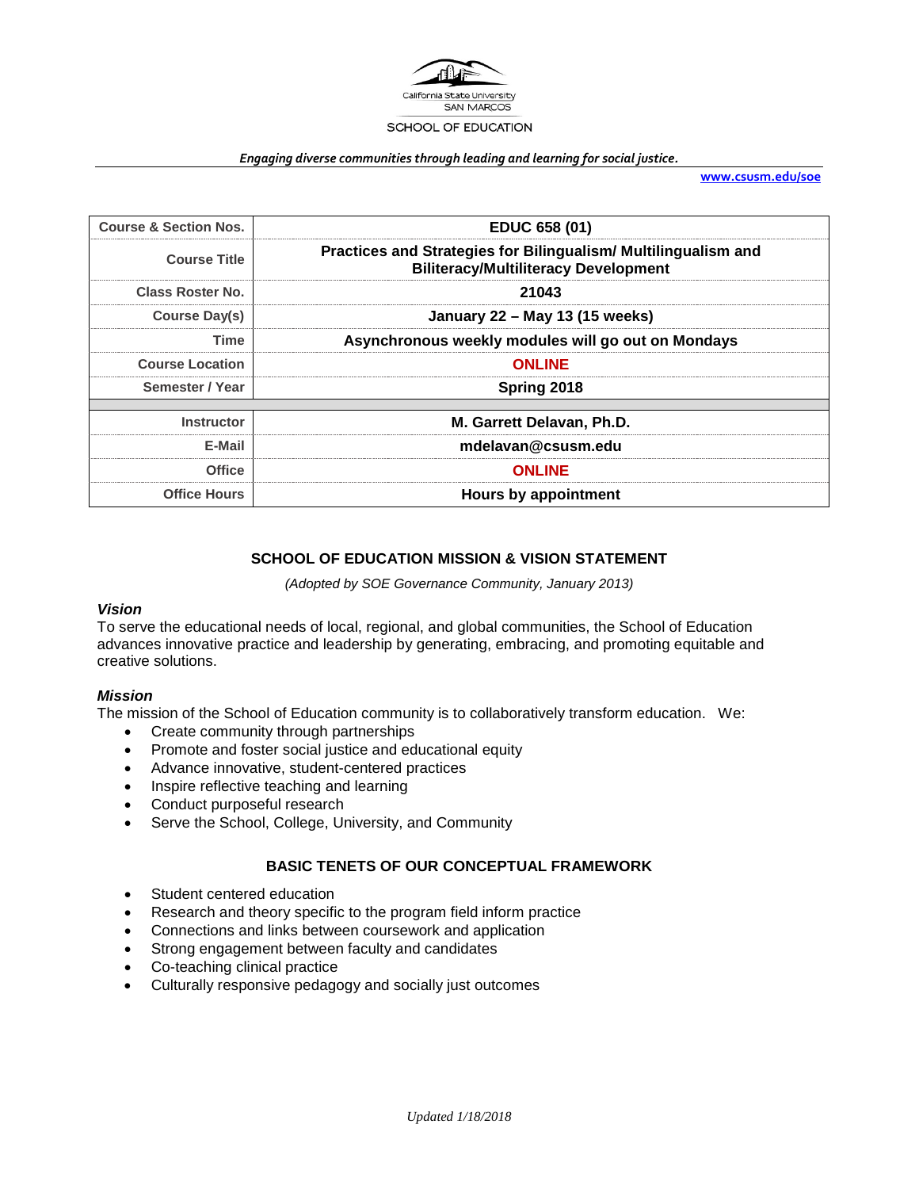California State University
SAN MARCOS
SCHOOL OF EDUCATION

*Engaging diverse communities through leading and learning for social justice.*

www.csusm.edu/soe

| Course & Section Nos. | EDUC 658 (01) |
|---|---|
| Course Title | Practices and Strategies for Bilingualism/ Multilingualism and Biliteracy/Multiliteracy Development |
| Class Roster No. | 21043 |
| Course Day(s) | January 22 – May 13 (15 weeks) |
| Time | Asynchronous weekly modules will go out on Mondays |
| Course Location | ONLINE |
| Semester / Year | Spring 2018 |
| | |
| Instructor | M. Garrett Delavan, Ph.D. |
| E-Mail | mdelavan@csusm.edu |
| Office | ONLINE |
| Office Hours | Hours by appointment |

## SCHOOL OF EDUCATION MISSION & VISION STATEMENT

*(Adopted by SOE Governance Community, January 2013)*

### *Vision*

To serve the educational needs of local, regional, and global communities, the School of Education advances innovative practice and leadership by generating, embracing, and promoting equitable and creative solutions.

### *Mission*

The mission of the School of Education community is to collaboratively transform education. We:

- Create community through partnerships
- Promote and foster social justice and educational equity
- Advance innovative, student-centered practices
- Inspire reflective teaching and learning
- Conduct purposeful research
- Serve the School, College, University, and Community

## BASIC TENETS OF OUR CONCEPTUAL FRAMEWORK

- Student centered education
- Research and theory specific to the program field inform practice
- Connections and links between coursework and application
- Strong engagement between faculty and candidates
- Co-teaching clinical practice
- Culturally responsive pedagogy and socially just outcomes

*Updated 1/18/2018*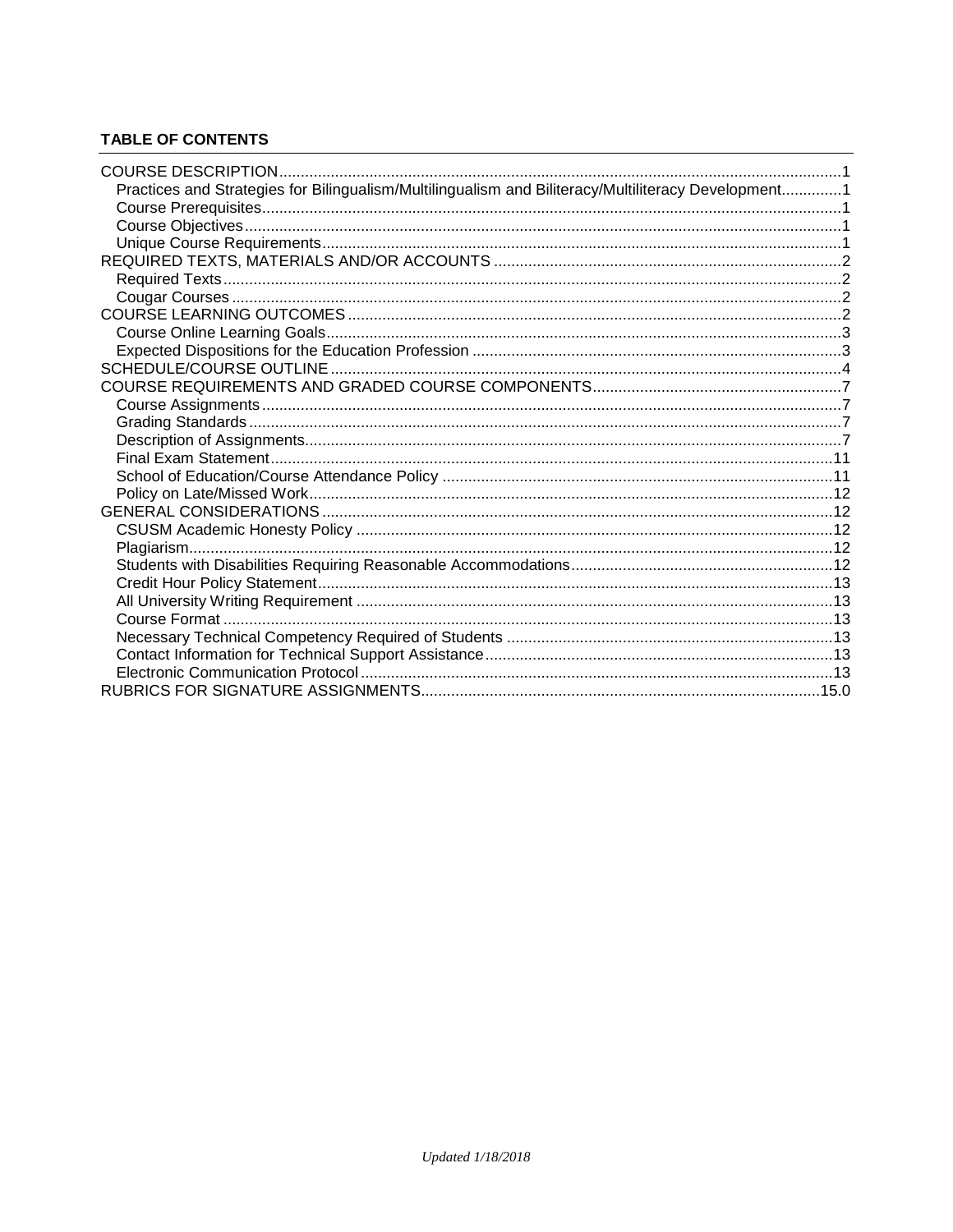**TABLE OF CONTENTS**

COURSE DESCRIPTION....................................................................................................................1
- Practices and Strategies for Bilingualism/Multilingualism and Biliteracy/Multiliteracy Development..............1
- Course Prerequisites.......................................................................................................................1
- Course Objectives...........................................................................................................................1
- Unique Course Requirements.........................................................................................................1

REQUIRED TEXTS, MATERIALS AND/OR ACCOUNTS .................................................................2
- Required Texts................................................................................................................................2
- Cougar Courses ..............................................................................................................................2

COURSE LEARNING OUTCOMES ...................................................................................................2
- Course Online Learning Goals........................................................................................................3
- Expected Dispositions for the Education Profession ......................................................................3

SCHEDULE/COURSE OUTLINE ........................................................................................................4

COURSE REQUIREMENTS AND GRADED COURSE COMPONENTS...........................................7
- Course Assignments.......................................................................................................................7
- Grading Standards..........................................................................................................................7
- Description of Assignments.............................................................................................................7
- Final Exam Statement...................................................................................................................11
- School of Education/Course Attendance Policy ...........................................................................11
- Policy on Late/Missed Work..........................................................................................................12

GENERAL CONSIDERATIONS.......................................................................................................12
- CSUSM Academic Honesty Policy ...............................................................................................12
- Plagiarism.....................................................................................................................................12
- Students with Disabilities Requiring Reasonable Accommodations.............................................12
- Credit Hour Policy Statement........................................................................................................13
- All University Writing Requirement ...............................................................................................13
- Course Format ..............................................................................................................................13
- Necessary Technical Competency Required of Students ............................................................13
- Contact Information for Technical Support Assistance.................................................................13
- Electronic Communication Protocol..............................................................................................13

RUBRICS FOR SIGNATURE ASSIGNMENTS.............................................................................15.0

*Updated 1/18/2018*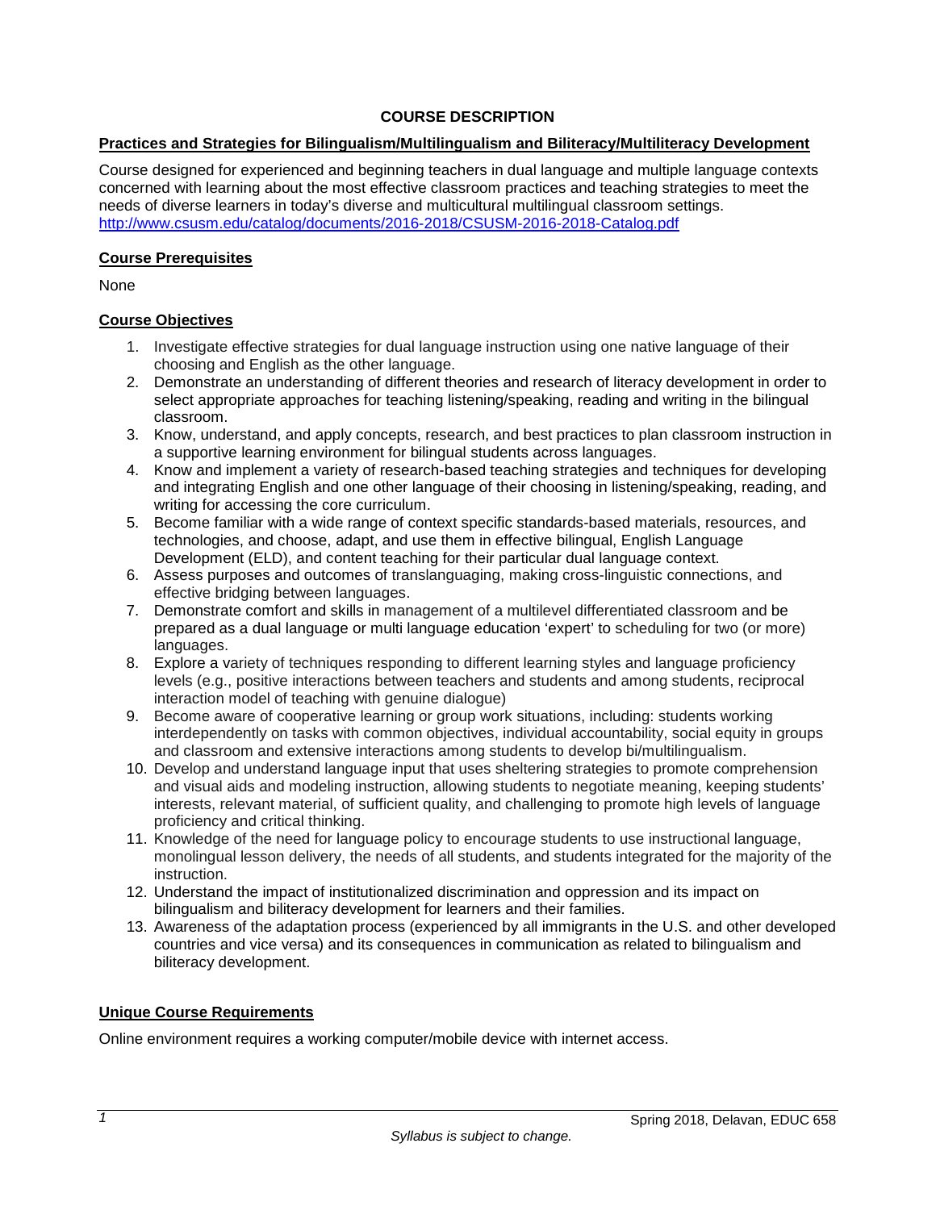# COURSE DESCRIPTION

## Practices and Strategies for Bilingualism/Multilingualism and Biliteracy/Multiliteracy Development

Course designed for experienced and beginning teachers in dual language and multiple language contexts concerned with learning about the most effective classroom practices and teaching strategies to meet the needs of diverse learners in today's diverse and multicultural multilingual classroom settings. http://www.csusm.edu/catalog/documents/2016-2018/CSUSM-2016-2018-Catalog.pdf

## Course Prerequisites

None

## Course Objectives

1. Investigate effective strategies for dual language instruction using one native language of their choosing and English as the other language.
2. Demonstrate an understanding of different theories and research of literacy development in order to select appropriate approaches for teaching listening/speaking, reading and writing in the bilingual classroom.
3. Know, understand, and apply concepts, research, and best practices to plan classroom instruction in a supportive learning environment for bilingual students across languages.
4. Know and implement a variety of research-based teaching strategies and techniques for developing and integrating English and one other language of their choosing in listening/speaking, reading, and writing for accessing the core curriculum.
5. Become familiar with a wide range of context specific standards-based materials, resources, and technologies, and choose, adapt, and use them in effective bilingual, English Language Development (ELD), and content teaching for their particular dual language context.
6. Assess purposes and outcomes of translanguaging, making cross-linguistic connections, and effective bridging between languages.
7. Demonstrate comfort and skills in management of a multilevel differentiated classroom and be prepared as a dual language or multi language education 'expert' to scheduling for two (or more) languages.
8. Explore a variety of techniques responding to different learning styles and language proficiency levels (e.g., positive interactions between teachers and students and among students, reciprocal interaction model of teaching with genuine dialogue)
9. Become aware of cooperative learning or group work situations, including: students working interdependently on tasks with common objectives, individual accountability, social equity in groups and classroom and extensive interactions among students to develop bi/multilingualism.
10. Develop and understand language input that uses sheltering strategies to promote comprehension and visual aids and modeling instruction, allowing students to negotiate meaning, keeping students' interests, relevant material, of sufficient quality, and challenging to promote high levels of language proficiency and critical thinking.
11. Knowledge of the need for language policy to encourage students to use instructional language, monolingual lesson delivery, the needs of all students, and students integrated for the majority of the instruction.
12. Understand the impact of institutionalized discrimination and oppression and its impact on bilingualism and biliteracy development for learners and their families.
13. Awareness of the adaptation process (experienced by all immigrants in the U.S. and other developed countries and vice versa) and its consequences in communication as related to bilingualism and biliteracy development.

## Unique Course Requirements

Online environment requires a working computer/mobile device with internet access.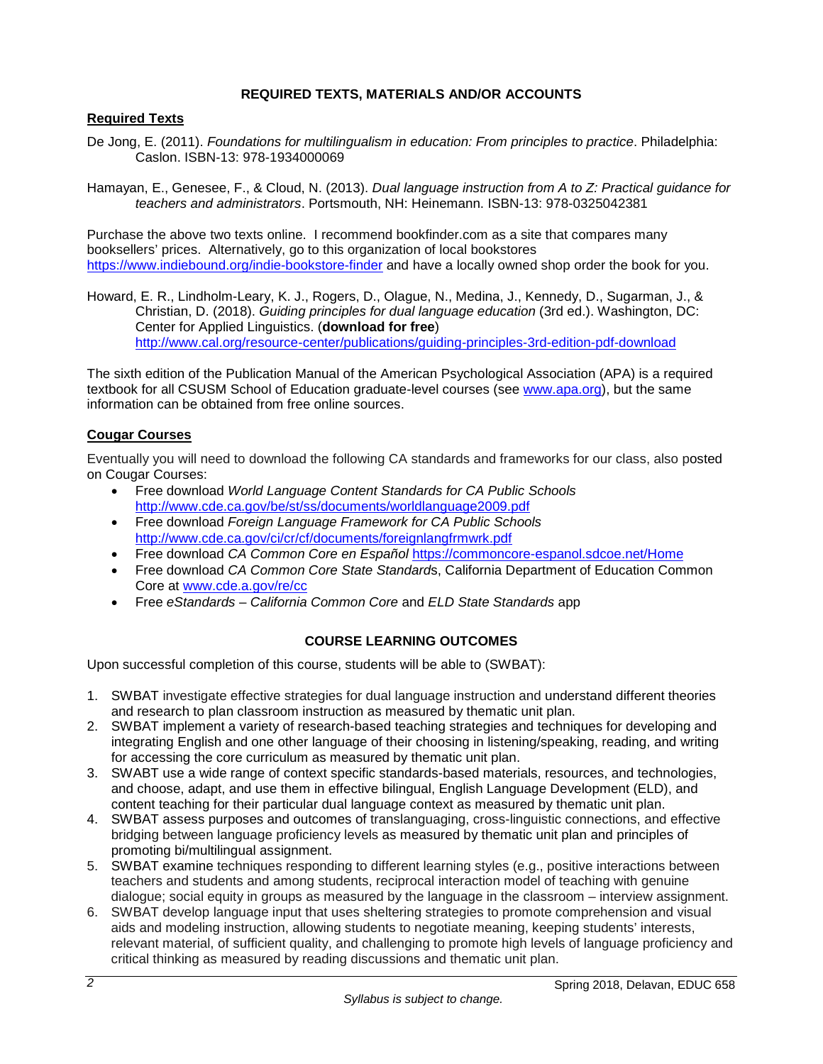## REQUIRED TEXTS, MATERIALS AND/OR ACCOUNTS

### Required Texts

De Jong, E. (2011). *Foundations for multilingualism in education: From principles to practice*. Philadelphia: Caslon. ISBN-13: 978-1934000069

Hamayan, E., Genesee, F., & Cloud, N. (2013). *Dual language instruction from A to Z: Practical guidance for teachers and administrators*. Portsmouth, NH: Heinemann. ISBN-13: 978-0325042381

Purchase the above two texts online. I recommend bookfinder.com as a site that compares many booksellers' prices. Alternatively, go to this organization of local bookstores https://www.indiebound.org/indie-bookstore-finder and have a locally owned shop order the book for you.

Howard, E. R., Lindholm-Leary, K. J., Rogers, D., Olague, N., Medina, J., Kennedy, D., Sugarman, J., & Christian, D. (2018). *Guiding principles for dual language education* (3rd ed.). Washington, DC: Center for Applied Linguistics. (**download for free**) http://www.cal.org/resource-center/publications/guiding-principles-3rd-edition-pdf-download

The sixth edition of the Publication Manual of the American Psychological Association (APA) is a required textbook for all CSUSM School of Education graduate-level courses (see www.apa.org), but the same information can be obtained from free online sources.

### Cougar Courses

Eventually you will need to download the following CA standards and frameworks for our class, also posted on Cougar Courses:

- Free download *World Language Content Standards for CA Public Schools* http://www.cde.ca.gov/be/st/ss/documents/worldlanguage2009.pdf
- Free download *Foreign Language Framework for CA Public Schools* http://www.cde.ca.gov/ci/cr/cf/documents/foreignlangfrmwrk.pdf
- Free download *CA Common Core en Español* https://commoncore-espanol.sdcoe.net/Home
- Free download *CA Common Core State Standard*s, California Department of Education Common Core at www.cde.a.gov/re/cc
- Free *eStandards – California Common Core* and *ELD State Standards* app

## COURSE LEARNING OUTCOMES

Upon successful completion of this course, students will be able to (SWBAT):

1. SWBAT investigate effective strategies for dual language instruction and understand different theories and research to plan classroom instruction as measured by thematic unit plan.
2. SWBAT implement a variety of research-based teaching strategies and techniques for developing and integrating English and one other language of their choosing in listening/speaking, reading, and writing for accessing the core curriculum as measured by thematic unit plan.
3. SWABT use a wide range of context specific standards-based materials, resources, and technologies, and choose, adapt, and use them in effective bilingual, English Language Development (ELD), and content teaching for their particular dual language context as measured by thematic unit plan.
4. SWBAT assess purposes and outcomes of translanguaging, cross-linguistic connections, and effective bridging between language proficiency levels as measured by thematic unit plan and principles of promoting bi/multilingual assignment.
5. SWBAT examine techniques responding to different learning styles (e.g., positive interactions between teachers and students and among students, reciprocal interaction model of teaching with genuine dialogue; social equity in groups as measured by the language in the classroom – interview assignment.
6. SWBAT develop language input that uses sheltering strategies to promote comprehension and visual aids and modeling instruction, allowing students to negotiate meaning, keeping students' interests, relevant material, of sufficient quality, and challenging to promote high levels of language proficiency and critical thinking as measured by reading discussions and thematic unit plan.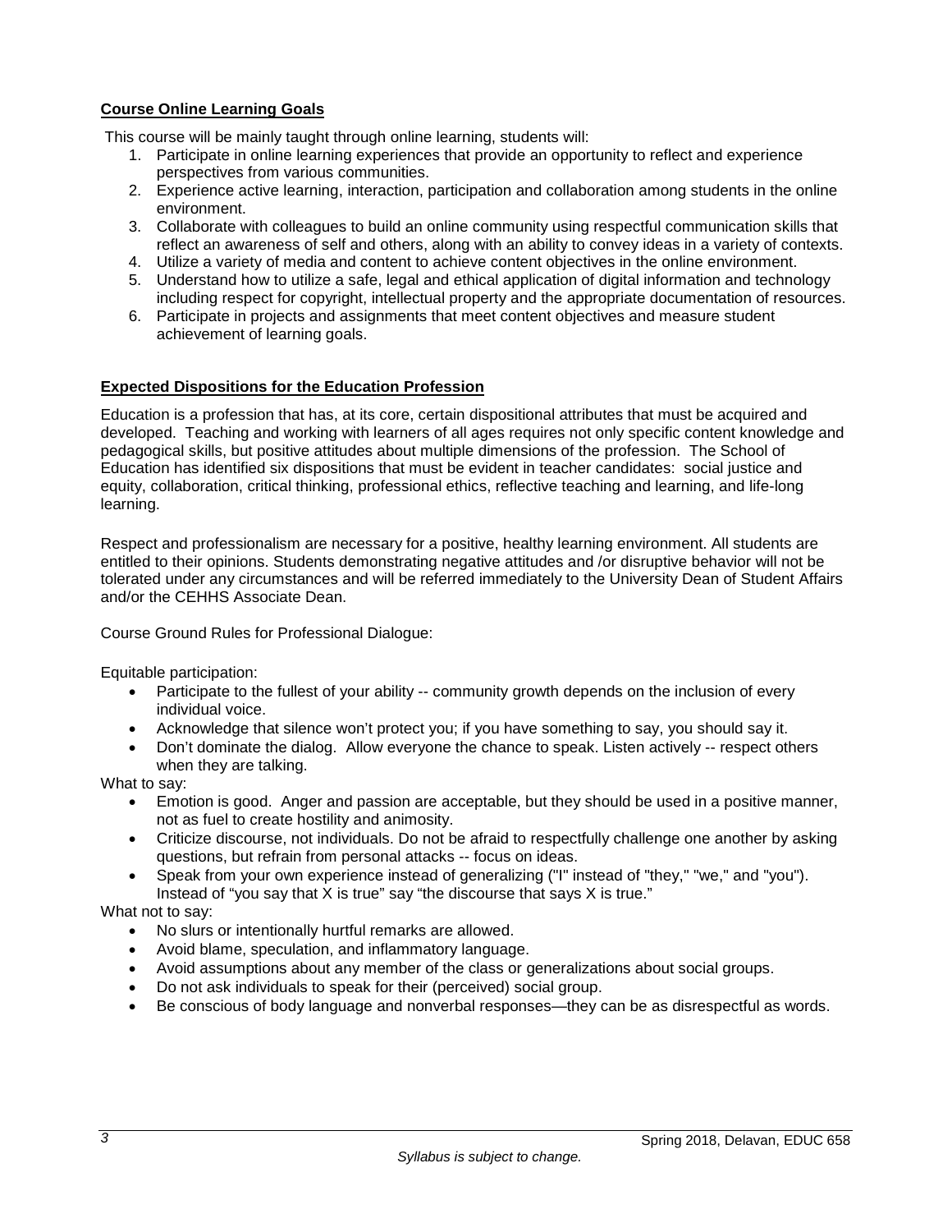## Course Online Learning Goals

This course will be mainly taught through online learning, students will:

1. Participate in online learning experiences that provide an opportunity to reflect and experience perspectives from various communities.
2. Experience active learning, interaction, participation and collaboration among students in the online environment.
3. Collaborate with colleagues to build an online community using respectful communication skills that reflect an awareness of self and others, along with an ability to convey ideas in a variety of contexts.
4. Utilize a variety of media and content to achieve content objectives in the online environment.
5. Understand how to utilize a safe, legal and ethical application of digital information and technology including respect for copyright, intellectual property and the appropriate documentation of resources.
6. Participate in projects and assignments that meet content objectives and measure student achievement of learning goals.

## Expected Dispositions for the Education Profession

Education is a profession that has, at its core, certain dispositional attributes that must be acquired and developed. Teaching and working with learners of all ages requires not only specific content knowledge and pedagogical skills, but positive attitudes about multiple dimensions of the profession. The School of Education has identified six dispositions that must be evident in teacher candidates: social justice and equity, collaboration, critical thinking, professional ethics, reflective teaching and learning, and life-long learning.

Respect and professionalism are necessary for a positive, healthy learning environment. All students are entitled to their opinions. Students demonstrating negative attitudes and /or disruptive behavior will not be tolerated under any circumstances and will be referred immediately to the University Dean of Student Affairs and/or the CEHHS Associate Dean.

Course Ground Rules for Professional Dialogue:

Equitable participation:

- Participate to the fullest of your ability -- community growth depends on the inclusion of every individual voice.
- Acknowledge that silence won't protect you; if you have something to say, you should say it.
- Don't dominate the dialog. Allow everyone the chance to speak. Listen actively -- respect others when they are talking.

What to say:

- Emotion is good. Anger and passion are acceptable, but they should be used in a positive manner, not as fuel to create hostility and animosity.
- Criticize discourse, not individuals. Do not be afraid to respectfully challenge one another by asking questions, but refrain from personal attacks -- focus on ideas.
- Speak from your own experience instead of generalizing ("I" instead of "they," "we," and "you"). Instead of "you say that X is true" say "the discourse that says X is true."

What not to say:

- No slurs or intentionally hurtful remarks are allowed.
- Avoid blame, speculation, and inflammatory language.
- Avoid assumptions about any member of the class or generalizations about social groups.
- Do not ask individuals to speak for their (perceived) social group.
- Be conscious of body language and nonverbal responses—they can be as disrespectful as words.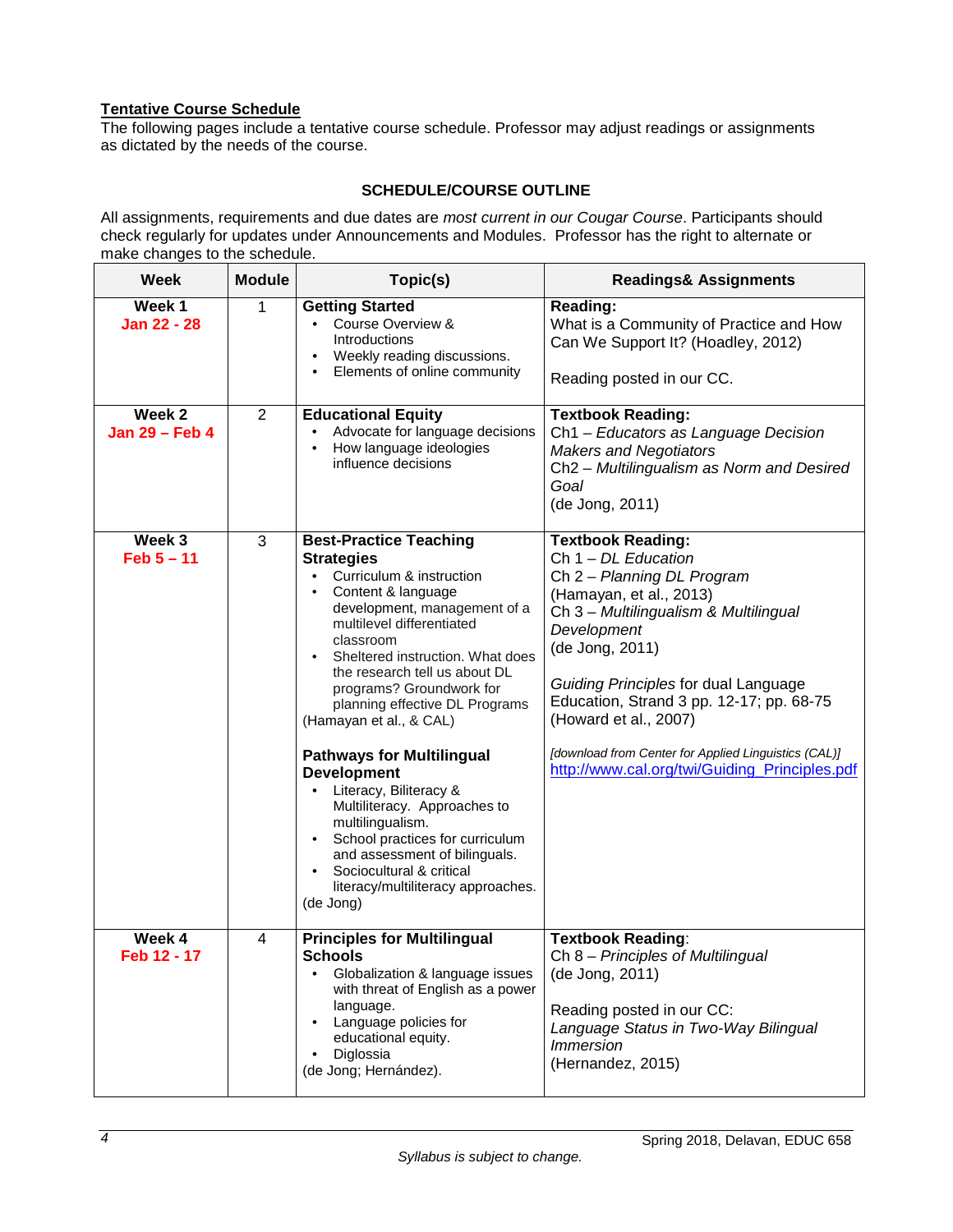**Tentative Course Schedule**

The following pages include a tentative course schedule. Professor may adjust readings or assignments as dictated by the needs of the course.

**SCHEDULE/COURSE OUTLINE**

All assignments, requirements and due dates are *most current in our Cougar Course*. Participants should check regularly for updates under Announcements and Modules. Professor has the right to alternate or make changes to the schedule.

| Week | Module | Topic(s) | Readings& Assignments |
|---|---|---|---|
| **Week 1** **Jan 22 - 28** | 1 | **Getting Started** <br>• Course Overview & Introductions <br>• Weekly reading discussions. <br>• Elements of online community | **Reading:** What is a Community of Practice and How Can We Support It? (Hoadley, 2012) <br><br>Reading posted in our CC. |
| **Week 2** **Jan 29 – Feb 4** | 2 | **Educational Equity** <br>• Advocate for language decisions <br>• How language ideologies influence decisions | **Textbook Reading:** Ch1 – *Educators as Language Decision Makers and Negotiators* <br>Ch2 – *Multilingualism as Norm and Desired Goal* <br>(de Jong, 2011) |
| **Week 3** **Feb 5 – 11** | 3 | **Best-Practice Teaching Strategies** <br>• Curriculum & instruction <br>• Content & language development, management of a multilevel differentiated classroom <br>• Sheltered instruction. What does the research tell us about DL programs? Groundwork for planning effective DL Programs <br>(Hamayan et al., & CAL) <br><br>**Pathways for Multilingual Development** <br>• Literacy, Biliteracy & Multiliteracy. Approaches to multilingualism. <br>• School practices for curriculum and assessment of bilinguals. <br>• Sociocultural & critical literacy/multiliteracy approaches. <br>(de Jong) | **Textbook Reading:** <br>Ch 1 – *DL Education* <br>Ch 2 – *Planning DL Program* <br>(Hamayan, et al., 2013) <br>Ch 3 – *Multilingualism & Multilingual Development* <br>(de Jong, 2011) <br><br>*Guiding Principles* for dual Language Education, Strand 3 pp. 12-17; pp. 68-75 (Howard et al., 2007) <br><br>*[download from Center for Applied Linguistics (CAL)]* http://www.cal.org/twi/Guiding_Principles.pdf |
| **Week 4** **Feb 12 - 17** | 4 | **Principles for Multilingual Schools** <br>• Globalization & language issues with threat of English as a power language. <br>• Language policies for educational equity. <br>• Diglossia <br>(de Jong; Hernández). | **Textbook Reading**: <br>Ch 8 – *Principles of Multilingual* <br>(de Jong, 2011) <br><br>Reading posted in our CC: <br>*Language Status in Two-Way Bilingual Immersion* <br>(Hernandez, 2015) |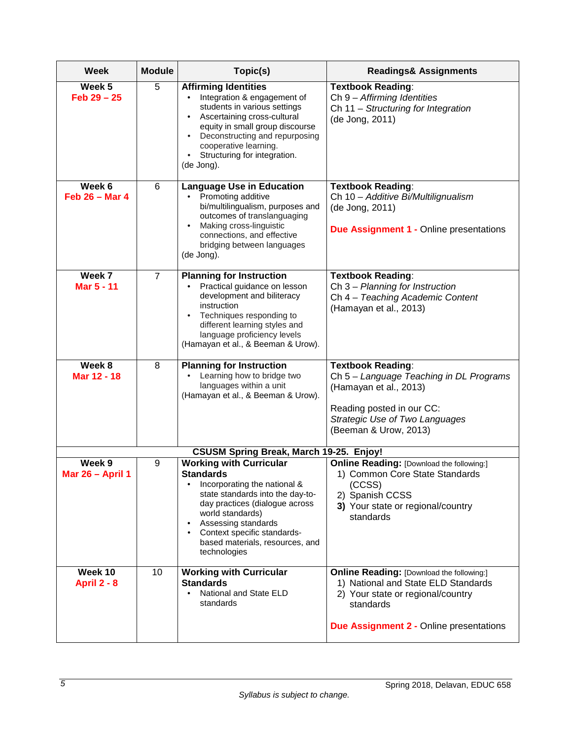| Week | Module | Topic(s) | Readings& Assignments |
|---|---|---|---|
| **Week 5** **Feb 29 – 25** | 5 | **Affirming Identities** <br>• Integration & engagement of students in various settings <br>• Ascertaining cross-cultural equity in small group discourse <br>• Deconstructing and repurposing cooperative learning. <br>• Structuring for integration. <br>(de Jong). | **Textbook Reading**: <br>Ch 9 – *Affirming Identities* <br>Ch 11 – *Structuring for Integration* <br>(de Jong, 2011) |
| **Week 6** **Feb 26 – Mar 4** | 6 | **Language Use in Education** <br>• Promoting additive bi/multilingualism, purposes and outcomes of translanguaging <br>• Making cross-linguistic connections, and effective bridging between languages <br>(de Jong). | **Textbook Reading**: <br>Ch 10 – *Additive Bi/Multilingualism* <br>(de Jong, 2011) <br><br>**Due Assignment 1 -** Online presentations |
| **Week 7** **Mar 5 - 11** | 7 | **Planning for Instruction** <br>• Practical guidance on lesson development and biliteracy instruction <br>• Techniques responding to different learning styles and language proficiency levels <br>(Hamayan et al., & Beeman & Urow). | **Textbook Reading**: <br>Ch 3 – *Planning for Instruction* <br>Ch 4 – *Teaching Academic Content* <br>(Hamayan et al., 2013) |
| **Week 8** **Mar 12 - 18** | 8 | **Planning for Instruction** <br>• Learning how to bridge two languages within a unit <br>(Hamayan et al., & Beeman & Urow). | **Textbook Reading**: <br>Ch 5 – *Language Teaching in DL Programs* <br>(Hamayan et al., 2013) <br><br>Reading posted in our CC: <br>*Strategic Use of Two Languages* <br>(Beeman & Urow, 2013) |
| | | **CSUSM Spring Break, March 19-25. Enjoy!** | |
| **Week 9** **Mar 26 – April 1** | 9 | **Working with Curricular Standards** <br>• Incorporating the national & state standards into the day-to-day practices (dialogue across world standards) <br>• Assessing standards <br>• Context specific standards-based materials, resources, and technologies | **Online Reading:** [Download the following:] <br>1) Common Core State Standards (CCSS) <br>2) Spanish CCSS <br>**3)** Your state or regional/country standards |
| **Week 10** **April 2 - 8** | 10 | **Working with Curricular Standards** <br>• National and State ELD standards | **Online Reading:** [Download the following:] <br>1) National and State ELD Standards <br>2) Your state or regional/country standards <br><br>**Due Assignment 2 -** Online presentations |

*Syllabus is subject to change.*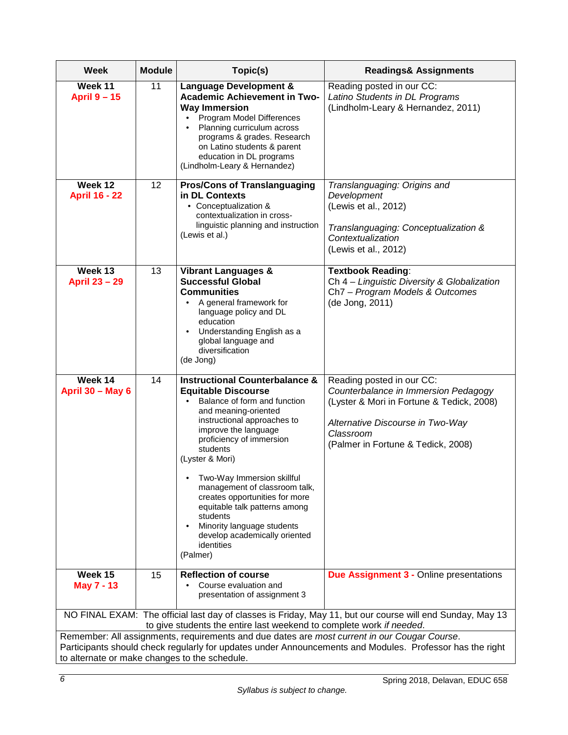| Week | Module | Topic(s) | Readings& Assignments |
|---|---|---|---|
| **Week 11** **April 9 – 15** | 11 | **Language Development & Academic Achievement in Two-Way Immersion** <br>• Program Model Differences <br>• Planning curriculum across programs & grades. Research on Latino students & parent education in DL programs <br>(Lindholm-Leary & Hernandez) | Reading posted in our CC: *Latino Students in DL Programs* (Lindholm-Leary & Hernandez, 2011) |
| **Week 12** **April 16 - 22** | 12 | **Pros/Cons of Translanguaging in DL Contexts** <br>• Conceptualization & contextualization in cross-linguistic planning and instruction <br>(Lewis et al.) | *Translanguaging: Origins and Development* (Lewis et al., 2012) <br><br>*Translanguaging: Conceptualization & Contextualization* (Lewis et al., 2012) |
| **Week 13** **April 23 – 29** | 13 | **Vibrant Languages & Successful Global Communities** <br>• A general framework for language policy and DL education <br>• Understanding English as a global language and diversification <br>(de Jong) | **Textbook Reading**: <br>Ch 4 – *Linguistic Diversity & Globalization* <br>Ch7 – *Program Models & Outcomes* <br>(de Jong, 2011) |
| **Week 14** **April 30 – May 6** | 14 | **Instructional Counterbalance & Equitable Discourse** <br>• Balance of form and function and meaning-oriented instructional approaches to improve the language proficiency of immersion students <br>(Lyster & Mori) <br><br>• Two-Way Immersion skillful management of classroom talk, creates opportunities for more equitable talk patterns among students <br>• Minority language students develop academically oriented identities <br>(Palmer) | Reading posted in our CC: *Counterbalance in Immersion Pedagogy* (Lyster & Mori in Fortune & Tedick, 2008) <br><br>*Alternative Discourse in Two-Way Classroom* (Palmer in Fortune & Tedick, 2008) |
| **Week 15** **May 7 - 13** | 15 | **Reflection of course** <br>• Course evaluation and presentation of assignment 3 | **Due Assignment 3 -** Online presentations |

NO FINAL EXAM: The official last day of classes is Friday, May 11, but our course will end Sunday, May 13 to give students the entire last weekend to complete work *if needed*.

Remember: All assignments, requirements and due dates are *most current in our Cougar Course*. Participants should check regularly for updates under Announcements and Modules. Professor has the right to alternate or make changes to the schedule.

*Syllabus is subject to change.*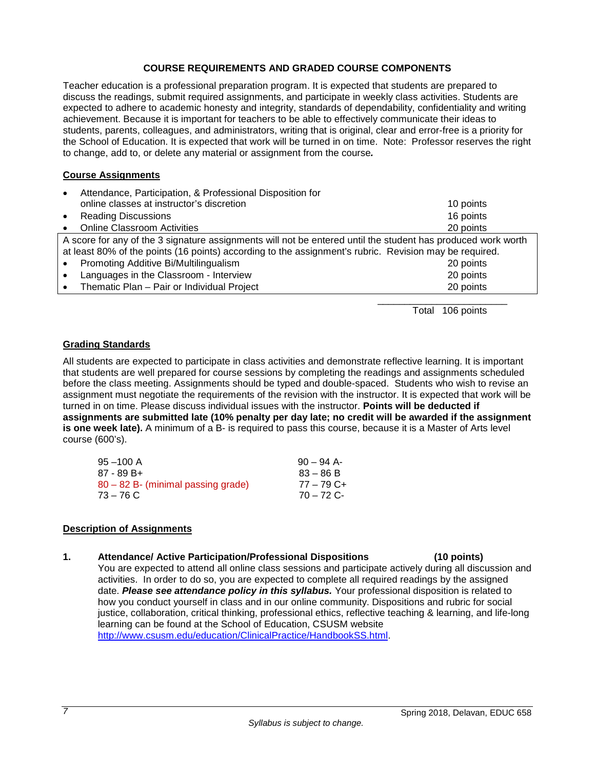## COURSE REQUIREMENTS AND GRADED COURSE COMPONENTS

Teacher education is a professional preparation program. It is expected that students are prepared to discuss the readings, submit required assignments, and participate in weekly class activities. Students are expected to adhere to academic honesty and integrity, standards of dependability, confidentiality and writing achievement. Because it is important for teachers to be able to effectively communicate their ideas to students, parents, colleagues, and administrators, writing that is original, clear and error-free is a priority for the School of Education. It is expected that work will be turned in on time. Note: Professor reserves the right to change, add to, or delete any material or assignment from the course*.*

### Course Assignments

| Assignment | Points |
| --- | --- |
| Attendance, Participation, & Professional Disposition for online classes at instructor's discretion | 10 points |
| Reading Discussions | 16 points |
| Online Classroom Activities | 20 points |
| A score for any of the 3 signature assignments will not be entered until the student has produced work worth at least 80% of the points (16 points) according to the assignment's rubric. Revision may be required. | |
| Promoting Additive Bi/Multilingualism | 20 points |
| Languages in the Classroom - Interview | 20 points |
| Thematic Plan – Pair or Individual Project | 20 points |
| Total | 106 points |

### Grading Standards

All students are expected to participate in class activities and demonstrate reflective learning. It is important that students are well prepared for course sessions by completing the readings and assignments scheduled before the class meeting. Assignments should be typed and double-spaced. Students who wish to revise an assignment must negotiate the requirements of the revision with the instructor. It is expected that work will be turned in on time. Please discuss individual issues with the instructor. **Points will be deducted if assignments are submitted late (10% penalty per day late; no credit will be awarded if the assignment is one week late).** A minimum of a B- is required to pass this course, because it is a Master of Arts level course (600's).

| | |
| --- | --- |
| 95 –100 A | 90 – 94 A- |
| 87 - 89 B+ | 83 – 86 B |
| 80 – 82 B- (minimal passing grade) | 77 – 79 C+ |
| 73 – 76 C | 70 – 72 C- |

### Description of Assignments

**1. Attendance/ Active Participation/Professional Dispositions (10 points)**

You are expected to attend all online class sessions and participate actively during all discussion and activities. In order to do so, you are expected to complete all required readings by the assigned date. ***Please see attendance policy in this syllabus.*** Your professional disposition is related to how you conduct yourself in class and in our online community. Dispositions and rubric for social justice, collaboration, critical thinking, professional ethics, reflective teaching & learning, and life-long learning can be found at the School of Education, CSUSM website http://www.csusm.edu/education/ClinicalPractice/HandbookSS.html.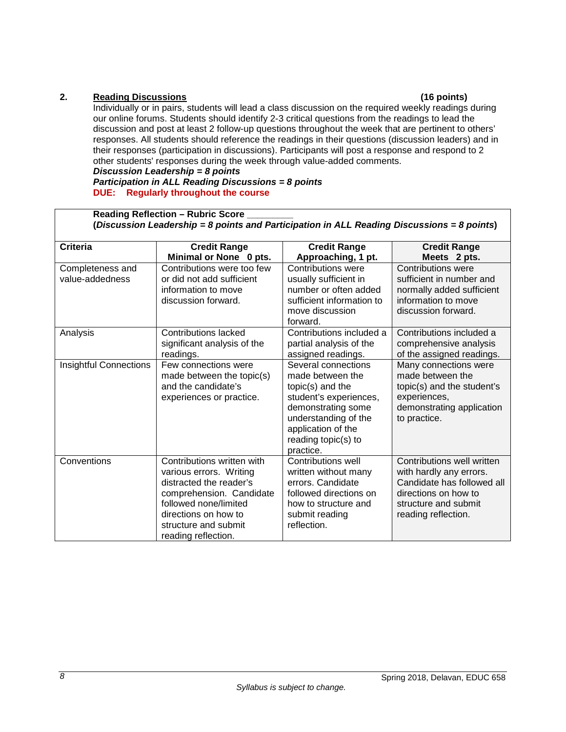## 2. Reading Discussions (16 points)

Individually or in pairs, students will lead a class discussion on the required weekly readings during our online forums. Students should identify 2-3 critical questions from the readings to lead the discussion and post at least 2 follow-up questions throughout the week that are pertinent to others' responses. All students should reference the readings in their questions (discussion leaders) and in their responses (participation in discussions). Participants will post a response and respond to 2 other students' responses during the week through value-added comments.

***Discussion Leadership = 8 points***
***Participation in ALL Reading Discussions = 8 points***
**DUE: Regularly throughout the course**

**Reading Reflection – Rubric Score ________**
**(*Discussion Leadership = 8 points and Participation in ALL Reading Discussions = 8 points*)**

| Criteria | Credit Range Minimal or None 0 pts. | Credit Range Approaching, 1 pt. | Credit Range Meets 2 pts. |
|---|---|---|---|
| Completeness and value-addedness | Contributions were too few or did not add sufficient information to move discussion forward. | Contributions were usually sufficient in number or often added sufficient information to move discussion forward. | Contributions were sufficient in number and normally added sufficient information to move discussion forward. |
| Analysis | Contributions lacked significant analysis of the readings. | Contributions included a partial analysis of the assigned readings. | Contributions included a comprehensive analysis of the assigned readings. |
| Insightful Connections | Few connections were made between the topic(s) and the candidate's experiences or practice. | Several connections were made between the topic(s) and the student's experiences, demonstrating some understanding of the application of the reading topic(s) to practice. | Many connections were made between the topic(s) and the student's experiences, demonstrating application to practice. |
| Conventions | Contributions written with various errors. Writing distracted the reader's comprehension. Candidate followed none/limited directions on how to structure and submit reading reflection. | Contributions well written without many errors. Candidate followed directions on how to structure and submit reading reflection. | Contributions well written with hardly any errors. Candidate has followed all directions on how to structure and submit reading reflection. |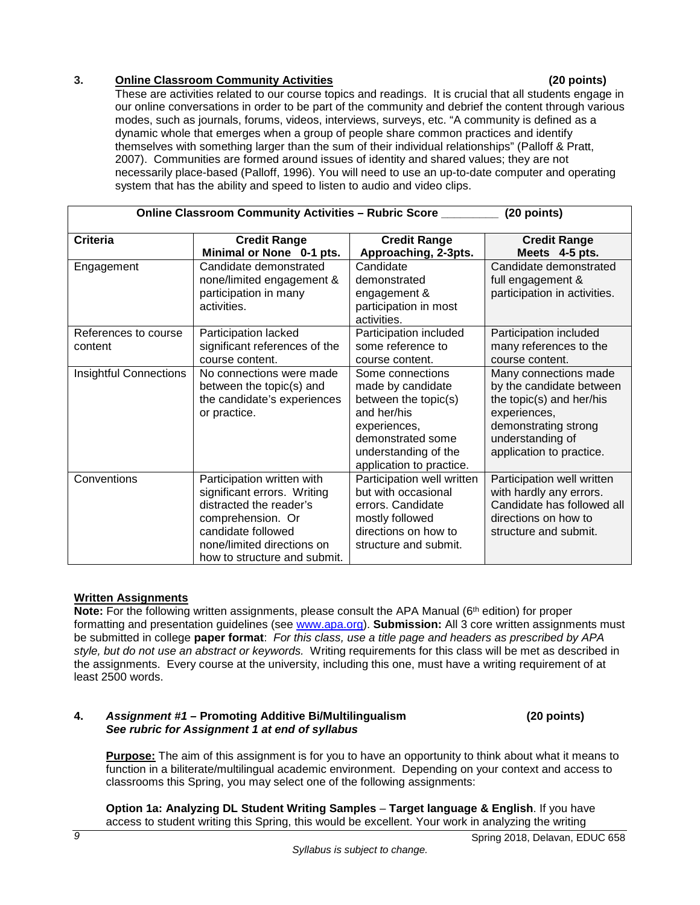### 3. <u>Online Classroom Community Activities</u> (20 points)

These are activities related to our course topics and readings. It is crucial that all students engage in our online conversations in order to be part of the community and debrief the content through various modes, such as journals, forums, videos, interviews, surveys, etc. "A community is defined as a dynamic whole that emerges when a group of people share common practices and identify themselves with something larger than the sum of their individual relationships" (Palloff & Pratt, 2007). Communities are formed around issues of identity and shared values; they are not necessarily place-based (Palloff, 1996). You will need to use an up-to-date computer and operating system that has the ability and speed to listen to audio and video clips.

| **Online Classroom Community Activities – Rubric Score _________ (20 points)** | | | |
|---|---|---|---|
| **Criteria** | **Credit Range Minimal or None 0-1 pts.** | **Credit Range Approaching, 2-3pts.** | **Credit Range Meets 4-5 pts.** |
| Engagement | Candidate demonstrated none/limited engagement & participation in many activities. | Candidate demonstrated engagement & participation in most activities. | Candidate demonstrated full engagement & participation in activities. |
| References to course content | Participation lacked significant references of the course content. | Participation included some reference to course content. | Participation included many references to the course content. |
| Insightful Connections | No connections were made between the topic(s) and the candidate's experiences or practice. | Some connections made by candidate between the topic(s) and her/his experiences, demonstrated some understanding of the application to practice. | Many connections made by the candidate between the topic(s) and her/his experiences, demonstrating strong understanding of application to practice. |
| Conventions | Participation written with significant errors. Writing distracted the reader's comprehension. Or candidate followed none/limited directions on how to structure and submit. | Participation well written but with occasional errors. Candidate mostly followed directions on how to structure and submit. | Participation well written with hardly any errors. Candidate has followed all directions on how to structure and submit. |

### <u>Written Assignments</u>

**Note:** For the following written assignments, please consult the APA Manual (6th edition) for proper formatting and presentation guidelines (see www.apa.org). **Submission:** All 3 core written assignments must be submitted in college **paper format**: *For this class, use a title page and headers as prescribed by APA style, but do not use an abstract or keywords.* Writing requirements for this class will be met as described in the assignments. Every course at the university, including this one, must have a writing requirement of at least 2500 words.

### 4. *Assignment #1* – Promoting Additive Bi/Multilingualism (20 points)

***See rubric for Assignment 1 at end of syllabus***

**<u>Purpose:</u>** The aim of this assignment is for you to have an opportunity to think about what it means to function in a biliterate/multilingual academic environment. Depending on your context and access to classrooms this Spring, you may select one of the following assignments:

**Option 1a: Analyzing DL Student Writing Samples** – **Target language & English**. If you have access to student writing this Spring, this would be excellent. Your work in analyzing the writing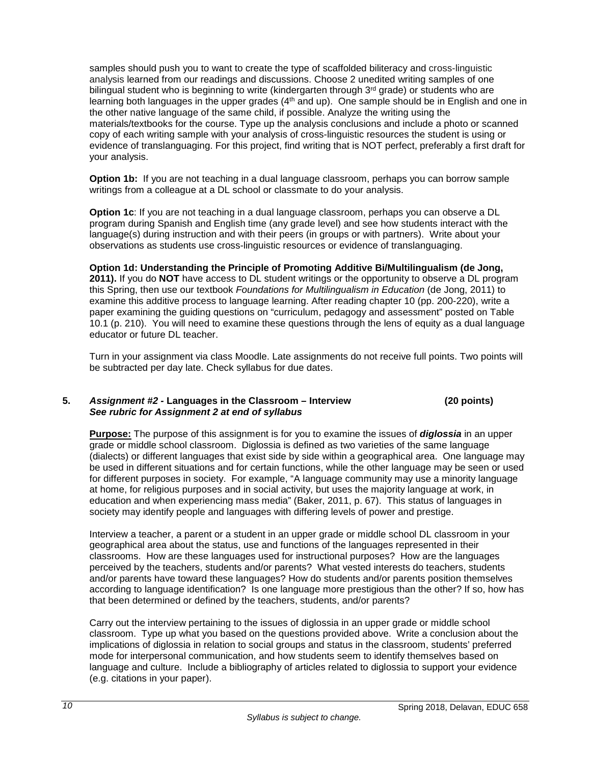samples should push you to want to create the type of scaffolded biliteracy and cross-linguistic analysis learned from our readings and discussions. Choose 2 unedited writing samples of one bilingual student who is beginning to write (kindergarten through 3rd grade) or students who are learning both languages in the upper grades (4th and up). One sample should be in English and one in the other native language of the same child, if possible. Analyze the writing using the materials/textbooks for the course. Type up the analysis conclusions and include a photo or scanned copy of each writing sample with your analysis of cross-linguistic resources the student is using or evidence of translanguaging. For this project, find writing that is NOT perfect, preferably a first draft for your analysis.

**Option 1b:** If you are not teaching in a dual language classroom, perhaps you can borrow sample writings from a colleague at a DL school or classmate to do your analysis.

**Option 1c**: If you are not teaching in a dual language classroom, perhaps you can observe a DL program during Spanish and English time (any grade level) and see how students interact with the language(s) during instruction and with their peers (in groups or with partners). Write about your observations as students use cross-linguistic resources or evidence of translanguaging.

**Option 1d: Understanding the Principle of Promoting Additive Bi/Multilingualism (de Jong, 2011).** If you do **NOT** have access to DL student writings or the opportunity to observe a DL program this Spring, then use our textbook *Foundations for Multilingualism in Education* (de Jong, 2011) to examine this additive process to language learning. After reading chapter 10 (pp. 200-220), write a paper examining the guiding questions on "curriculum, pedagogy and assessment" posted on Table 10.1 (p. 210). You will need to examine these questions through the lens of equity as a dual language educator or future DL teacher.

Turn in your assignment via class Moodle. Late assignments do not receive full points. Two points will be subtracted per day late. Check syllabus for due dates.

**5. *Assignment #2* - Languages in the Classroom – Interview (20 points)**
***See rubric for Assignment 2 at end of syllabus***

**<u>Purpose:</u>** The purpose of this assignment is for you to examine the issues of ***diglossia*** in an upper grade or middle school classroom. Diglossia is defined as two varieties of the same language (dialects) or different languages that exist side by side within a geographical area. One language may be used in different situations and for certain functions, while the other language may be seen or used for different purposes in society. For example, "A language community may use a minority language at home, for religious purposes and in social activity, but uses the majority language at work, in education and when experiencing mass media" (Baker, 2011, p. 67). This status of languages in society may identify people and languages with differing levels of power and prestige.

Interview a teacher, a parent or a student in an upper grade or middle school DL classroom in your geographical area about the status, use and functions of the languages represented in their classrooms. How are these languages used for instructional purposes? How are the languages perceived by the teachers, students and/or parents? What vested interests do teachers, students and/or parents have toward these languages? How do students and/or parents position themselves according to language identification? Is one language more prestigious than the other? If so, how has that been determined or defined by the teachers, students, and/or parents?

Carry out the interview pertaining to the issues of diglossia in an upper grade or middle school classroom. Type up what you based on the questions provided above. Write a conclusion about the implications of diglossia in relation to social groups and status in the classroom, students' preferred mode for interpersonal communication, and how students seem to identify themselves based on language and culture. Include a bibliography of articles related to diglossia to support your evidence (e.g. citations in your paper).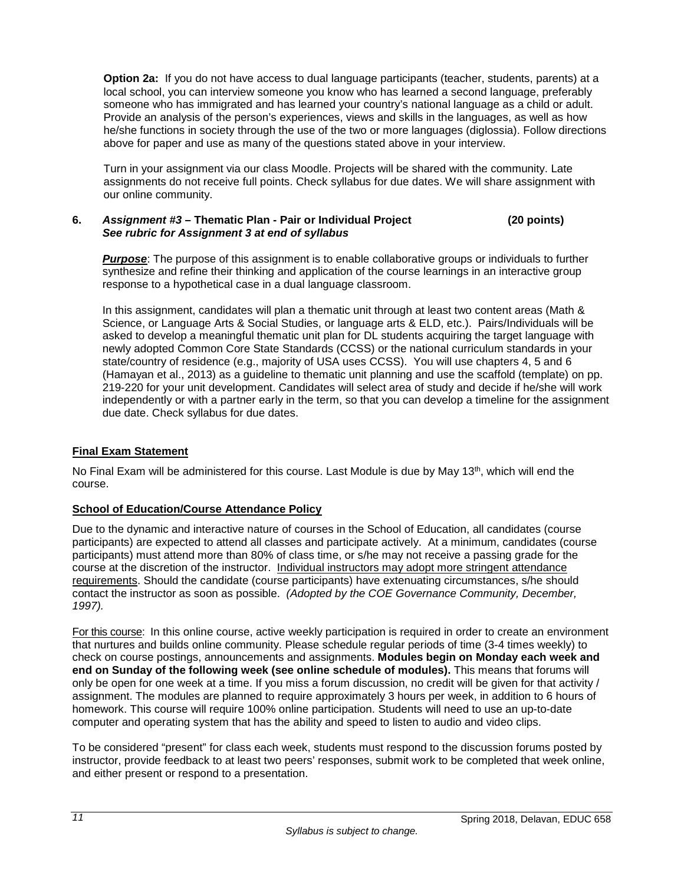**Option 2a:** If you do not have access to dual language participants (teacher, students, parents) at a local school, you can interview someone you know who has learned a second language, preferably someone who has immigrated and has learned your country's national language as a child or adult. Provide an analysis of the person's experiences, views and skills in the languages, as well as how he/she functions in society through the use of the two or more languages (diglossia). Follow directions above for paper and use as many of the questions stated above in your interview.

Turn in your assignment via our class Moodle. Projects will be shared with the community. Late assignments do not receive full points. Check syllabus for due dates. We will share assignment with our online community.

**6. *Assignment #3* – Thematic Plan - Pair or Individual Project (20 points)**
***See rubric for Assignment 3 at end of syllabus***

***Purpose***: The purpose of this assignment is to enable collaborative groups or individuals to further synthesize and refine their thinking and application of the course learnings in an interactive group response to a hypothetical case in a dual language classroom.

In this assignment, candidates will plan a thematic unit through at least two content areas (Math & Science, or Language Arts & Social Studies, or language arts & ELD, etc.). Pairs/Individuals will be asked to develop a meaningful thematic unit plan for DL students acquiring the target language with newly adopted Common Core State Standards (CCSS) or the national curriculum standards in your state/country of residence (e.g., majority of USA uses CCSS). You will use chapters 4, 5 and 6 (Hamayan et al., 2013) as a guideline to thematic unit planning and use the scaffold (template) on pp. 219-220 for your unit development. Candidates will select area of study and decide if he/she will work independently or with a partner early in the term, so that you can develop a timeline for the assignment due date. Check syllabus for due dates.

## Final Exam Statement

No Final Exam will be administered for this course. Last Module is due by May 13th, which will end the course.

## School of Education/Course Attendance Policy

Due to the dynamic and interactive nature of courses in the School of Education, all candidates (course participants) are expected to attend all classes and participate actively. At a minimum, candidates (course participants) must attend more than 80% of class time, or s/he may not receive a passing grade for the course at the discretion of the instructor. Individual instructors may adopt more stringent attendance requirements. Should the candidate (course participants) have extenuating circumstances, s/he should contact the instructor as soon as possible. *(Adopted by the COE Governance Community, December, 1997).*

For this course: In this online course, active weekly participation is required in order to create an environment that nurtures and builds online community. Please schedule regular periods of time (3-4 times weekly) to check on course postings, announcements and assignments. **Modules begin on Monday each week and end on Sunday of the following week (see online schedule of modules).** This means that forums will only be open for one week at a time. If you miss a forum discussion, no credit will be given for that activity / assignment. The modules are planned to require approximately 3 hours per week, in addition to 6 hours of homework. This course will require 100% online participation. Students will need to use an up-to-date computer and operating system that has the ability and speed to listen to audio and video clips.

To be considered "present" for class each week, students must respond to the discussion forums posted by instructor, provide feedback to at least two peers' responses, submit work to be completed that week online, and either present or respond to a presentation.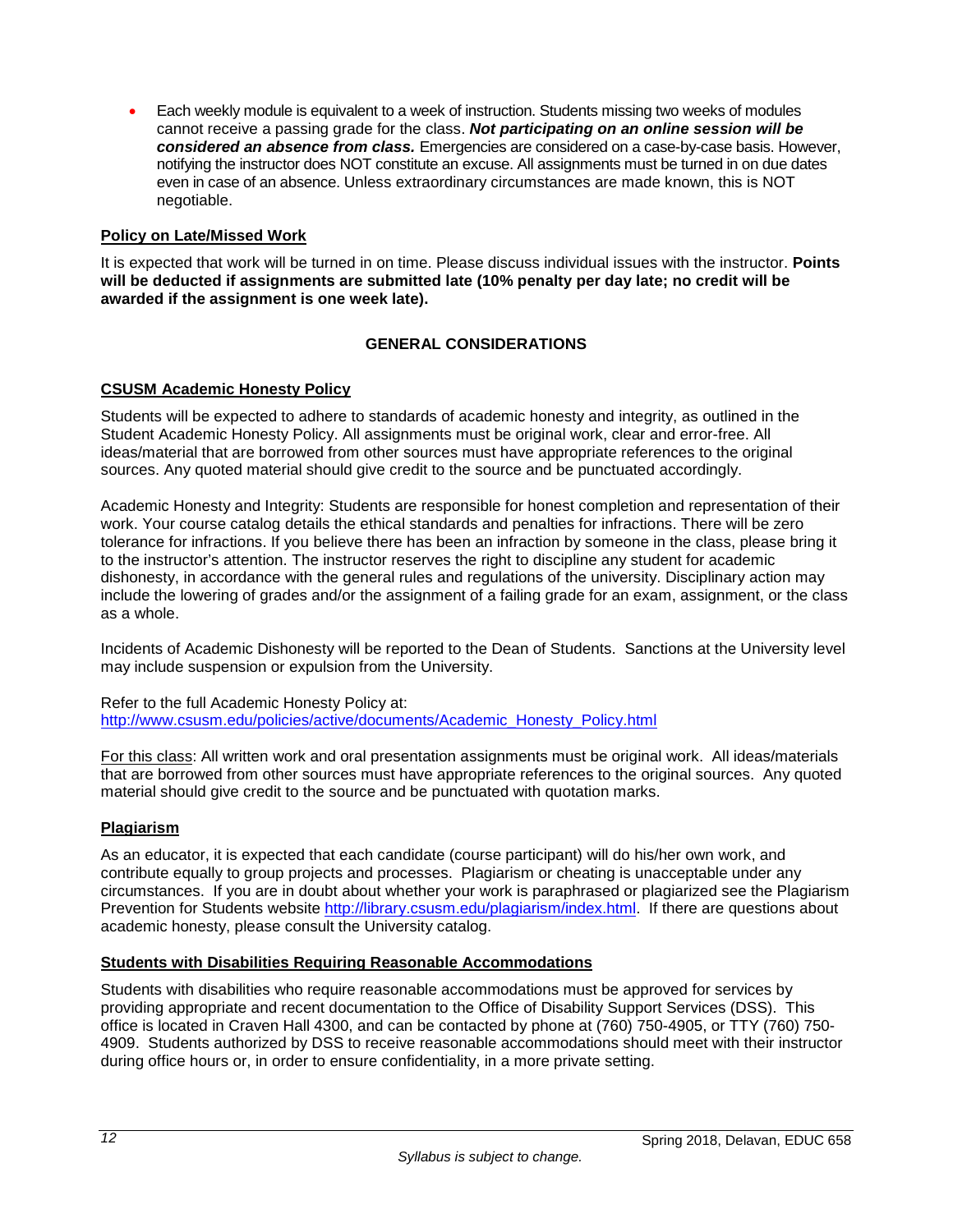- Each weekly module is equivalent to a week of instruction. Students missing two weeks of modules cannot receive a passing grade for the class. ***Not participating on an online session will be considered an absence from class.*** Emergencies are considered on a case-by-case basis. However, notifying the instructor does NOT constitute an excuse. All assignments must be turned in on due dates even in case of an absence. Unless extraordinary circumstances are made known, this is NOT negotiable.

**Policy on Late/Missed Work**

It is expected that work will be turned in on time. Please discuss individual issues with the instructor. **Points will be deducted if assignments are submitted late (10% penalty per day late; no credit will be awarded if the assignment is one week late).**

## GENERAL CONSIDERATIONS

**CSUSM Academic Honesty Policy**

Students will be expected to adhere to standards of academic honesty and integrity, as outlined in the Student Academic Honesty Policy. All assignments must be original work, clear and error-free. All ideas/material that are borrowed from other sources must have appropriate references to the original sources. Any quoted material should give credit to the source and be punctuated accordingly.

Academic Honesty and Integrity: Students are responsible for honest completion and representation of their work. Your course catalog details the ethical standards and penalties for infractions. There will be zero tolerance for infractions. If you believe there has been an infraction by someone in the class, please bring it to the instructor's attention. The instructor reserves the right to discipline any student for academic dishonesty, in accordance with the general rules and regulations of the university. Disciplinary action may include the lowering of grades and/or the assignment of a failing grade for an exam, assignment, or the class as a whole.

Incidents of Academic Dishonesty will be reported to the Dean of Students. Sanctions at the University level may include suspension or expulsion from the University.

Refer to the full Academic Honesty Policy at:
http://www.csusm.edu/policies/active/documents/Academic_Honesty_Policy.html

For this class: All written work and oral presentation assignments must be original work. All ideas/materials that are borrowed from other sources must have appropriate references to the original sources. Any quoted material should give credit to the source and be punctuated with quotation marks.

**Plagiarism**

As an educator, it is expected that each candidate (course participant) will do his/her own work, and contribute equally to group projects and processes. Plagiarism or cheating is unacceptable under any circumstances. If you are in doubt about whether your work is paraphrased or plagiarized see the Plagiarism Prevention for Students website http://library.csusm.edu/plagiarism/index.html. If there are questions about academic honesty, please consult the University catalog.

**Students with Disabilities Requiring Reasonable Accommodations**

Students with disabilities who require reasonable accommodations must be approved for services by providing appropriate and recent documentation to the Office of Disability Support Services (DSS). This office is located in Craven Hall 4300, and can be contacted by phone at (760) 750-4905, or TTY (760) 750-4909. Students authorized by DSS to receive reasonable accommodations should meet with their instructor during office hours or, in order to ensure confidentiality, in a more private setting.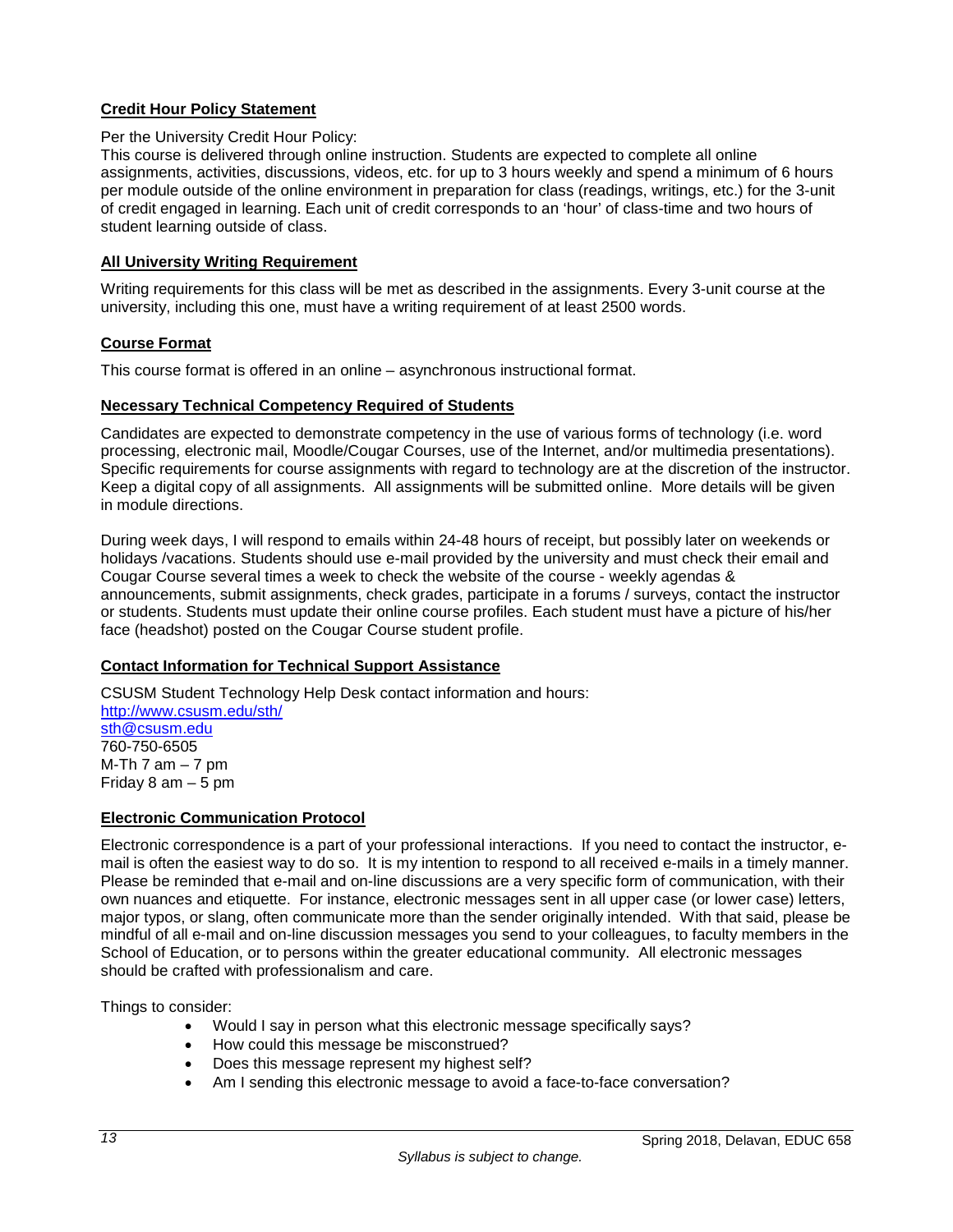## Credit Hour Policy Statement

Per the University Credit Hour Policy:
This course is delivered through online instruction. Students are expected to complete all online assignments, activities, discussions, videos, etc. for up to 3 hours weekly and spend a minimum of 6 hours per module outside of the online environment in preparation for class (readings, writings, etc.) for the 3-unit of credit engaged in learning. Each unit of credit corresponds to an 'hour' of class-time and two hours of student learning outside of class.

## All University Writing Requirement

Writing requirements for this class will be met as described in the assignments. Every 3-unit course at the university, including this one, must have a writing requirement of at least 2500 words.

## Course Format

This course format is offered in an online – asynchronous instructional format.

## Necessary Technical Competency Required of Students

Candidates are expected to demonstrate competency in the use of various forms of technology (i.e. word processing, electronic mail, Moodle/Cougar Courses, use of the Internet, and/or multimedia presentations). Specific requirements for course assignments with regard to technology are at the discretion of the instructor. Keep a digital copy of all assignments. All assignments will be submitted online. More details will be given in module directions.

During week days, I will respond to emails within 24-48 hours of receipt, but possibly later on weekends or holidays /vacations. Students should use e-mail provided by the university and must check their email and Cougar Course several times a week to check the website of the course - weekly agendas & announcements, submit assignments, check grades, participate in a forums / surveys, contact the instructor or students. Students must update their online course profiles. Each student must have a picture of his/her face (headshot) posted on the Cougar Course student profile.

## Contact Information for Technical Support Assistance

CSUSM Student Technology Help Desk contact information and hours:
http://www.csusm.edu/sth/
sth@csusm.edu
760-750-6505
M-Th 7 am – 7 pm
Friday 8 am – 5 pm

## Electronic Communication Protocol

Electronic correspondence is a part of your professional interactions. If you need to contact the instructor, e-mail is often the easiest way to do so. It is my intention to respond to all received e-mails in a timely manner. Please be reminded that e-mail and on-line discussions are a very specific form of communication, with their own nuances and etiquette. For instance, electronic messages sent in all upper case (or lower case) letters, major typos, or slang, often communicate more than the sender originally intended. With that said, please be mindful of all e-mail and on-line discussion messages you send to your colleagues, to faculty members in the School of Education, or to persons within the greater educational community. All electronic messages should be crafted with professionalism and care.

Things to consider:

- Would I say in person what this electronic message specifically says?
- How could this message be misconstrued?
- Does this message represent my highest self?
- Am I sending this electronic message to avoid a face-to-face conversation?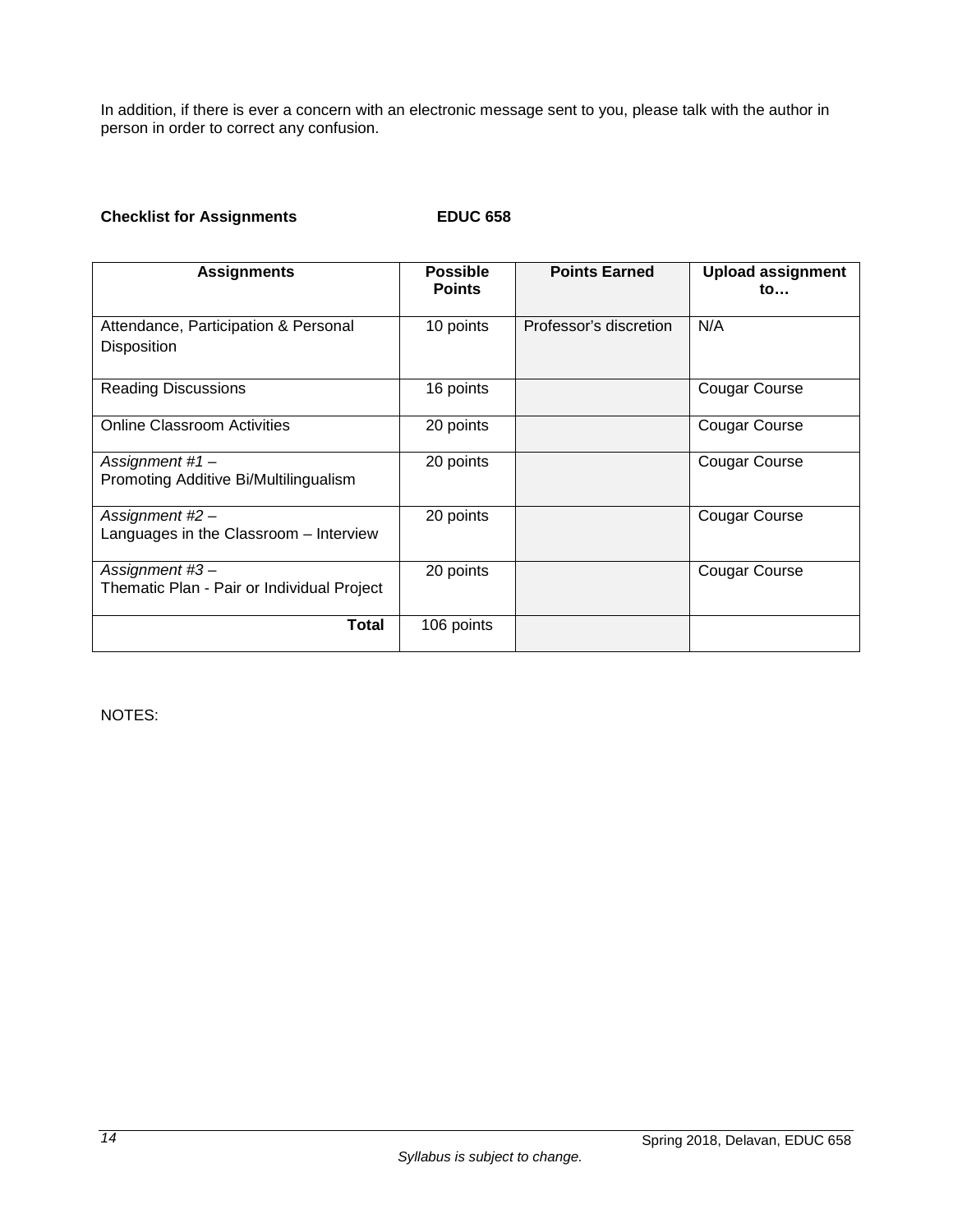In addition, if there is ever a concern with an electronic message sent to you, please talk with the author in person in order to correct any confusion.

**Checklist for Assignments EDUC 658**

| Assignments | Possible Points | Points Earned | Upload assignment to… |
| --- | --- | --- | --- |
| Attendance, Participation & Personal Disposition | 10 points | Professor's discretion | N/A |
| Reading Discussions | 16 points | | Cougar Course |
| Online Classroom Activities | 20 points | | Cougar Course |
| *Assignment #1 –* Promoting Additive Bi/Multilingualism | 20 points | | Cougar Course |
| *Assignment #2 –* Languages in the Classroom – Interview | 20 points | | Cougar Course |
| *Assignment #3 –* Thematic Plan - Pair or Individual Project | 20 points | | Cougar Course |
| **Total** | 106 points | | |

NOTES: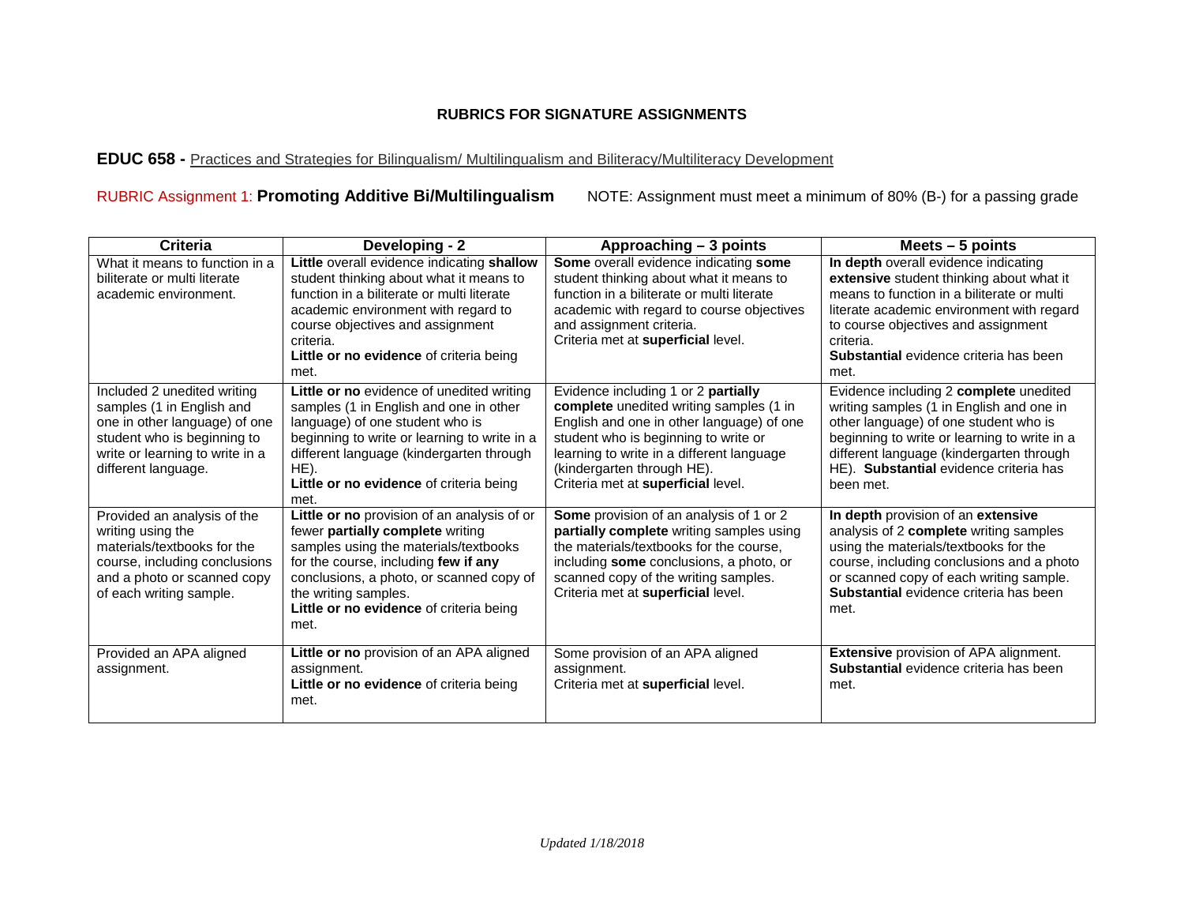**RUBRICS FOR SIGNATURE ASSIGNMENTS**

**EDUC 658 -** Practices and Strategies for Bilingualism/ Multilingualism and Biliteracy/Multiliteracy Development

RUBRIC Assignment 1: **Promoting Additive Bi/Multilingualism** NOTE: Assignment must meet a minimum of 80% (B-) for a passing grade

| Criteria | Developing - 2 | Approaching – 3 points | Meets – 5 points |
|---|---|---|---|
| What it means to function in a biliterate or multi literate academic environment. | **Little** overall evidence indicating **shallow** student thinking about what it means to function in a biliterate or multi literate academic environment with regard to course objectives and assignment criteria. **Little or no evidence** of criteria being met. | **Some** overall evidence indicating **some** student thinking about what it means to function in a biliterate or multi literate academic with regard to course objectives and assignment criteria. Criteria met at **superficial** level. | **In depth** overall evidence indicating **extensive** student thinking about what it means to function in a biliterate or multi literate academic environment with regard to course objectives and assignment criteria. **Substantial** evidence criteria has been met. |
| Included 2 unedited writing samples (1 in English and one in other language) of one student who is beginning to write or learning to write in a different language. | **Little or no** evidence of unedited writing samples (1 in English and one in other language) of one student who is beginning to write or learning to write in a different language (kindergarten through HE). **Little or no evidence** of criteria being met. | Evidence including 1 or 2 **partially complete** unedited writing samples (1 in English and one in other language) of one student who is beginning to write or learning to write in a different language (kindergarten through HE). Criteria met at **superficial** level. | Evidence including 2 **complete** unedited writing samples (1 in English and one in other language) of one student who is beginning to write or learning to write in a different language (kindergarten through HE). **Substantial** evidence criteria has been met. |
| Provided an analysis of the writing using the materials/textbooks for the course, including conclusions and a photo or scanned copy of each writing sample. | **Little or no** provision of an analysis of or fewer **partially complete** writing samples using the materials/textbooks for the course, including **few if any** conclusions, a photo, or scanned copy of the writing samples. **Little or no evidence** of criteria being met. | **Some** provision of an analysis of 1 or 2 **partially complete** writing samples using the materials/textbooks for the course, including **some** conclusions, a photo, or scanned copy of the writing samples. Criteria met at **superficial** level. | **In depth** provision of an **extensive** analysis of 2 **complete** writing samples using the materials/textbooks for the course, including conclusions and a photo or scanned copy of each writing sample. **Substantial** evidence criteria has been met. |
| Provided an APA aligned assignment. | **Little or no** provision of an APA aligned assignment. **Little or no evidence** of criteria being met. | Some provision of an APA aligned assignment. Criteria met at **superficial** level. | **Extensive** provision of APA alignment. **Substantial** evidence criteria has been met. |

*Updated 1/18/2018*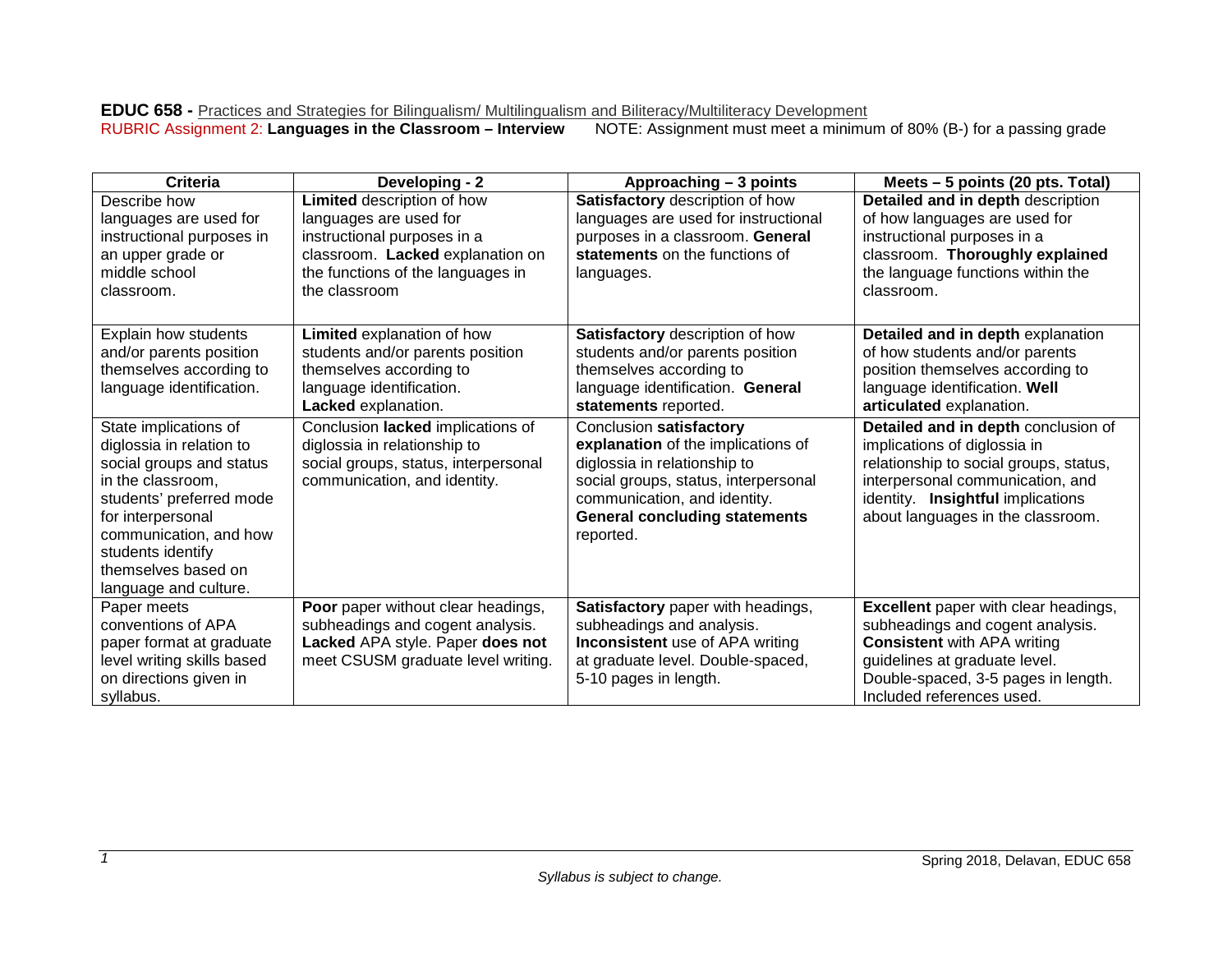**EDUC 658 -** Practices and Strategies for Bilingualism/ Multilingualism and Biliteracy/Multiliteracy Development

RUBRIC Assignment 2: **Languages in the Classroom – Interview** NOTE: Assignment must meet a minimum of 80% (B-) for a passing grade

| Criteria | Developing - 2 | Approaching – 3 points | Meets – 5 points (20 pts. Total) |
|---|---|---|---|
| Describe how languages are used for instructional purposes in an upper grade or middle school classroom. | **Limited** description of how languages are used for instructional purposes in a classroom. **Lacked** explanation on the functions of the languages in the classroom | **Satisfactory** description of how languages are used for instructional purposes in a classroom. **General statements** on the functions of languages. | **Detailed and in depth** description of how languages are used for instructional purposes in a classroom. **Thoroughly explained** the language functions within the classroom. |
| Explain how students and/or parents position themselves according to language identification. | **Limited** explanation of how students and/or parents position themselves according to language identification. **Lacked** explanation. | **Satisfactory** description of how students and/or parents position themselves according to language identification. **General statements** reported. | **Detailed and in depth** explanation of how students and/or parents position themselves according to language identification. **Well articulated** explanation. |
| State implications of diglossia in relation to social groups and status in the classroom, students' preferred mode for interpersonal communication, and how students identify themselves based on language and culture. | Conclusion **lacked** implications of diglossia in relationship to social groups, status, interpersonal communication, and identity. | Conclusion **satisfactory explanation** of the implications of diglossia in relationship to social groups, status, interpersonal communication, and identity. **General concluding statements** reported. | **Detailed and in depth** conclusion of implications of diglossia in relationship to social groups, status, interpersonal communication, and identity. **Insightful** implications about languages in the classroom. |
| Paper meets conventions of APA paper format at graduate level writing skills based on directions given in syllabus. | **Poor** paper without clear headings, subheadings and cogent analysis. **Lacked** APA style. Paper **does not** meet CSUSM graduate level writing. | **Satisfactory** paper with headings, subheadings and analysis. **Inconsistent** use of APA writing at graduate level. Double-spaced, 5-10 pages in length. | **Excellent** paper with clear headings, subheadings and cogent analysis. **Consistent** with APA writing guidelines at graduate level. Double-spaced, 3-5 pages in length. Included references used. |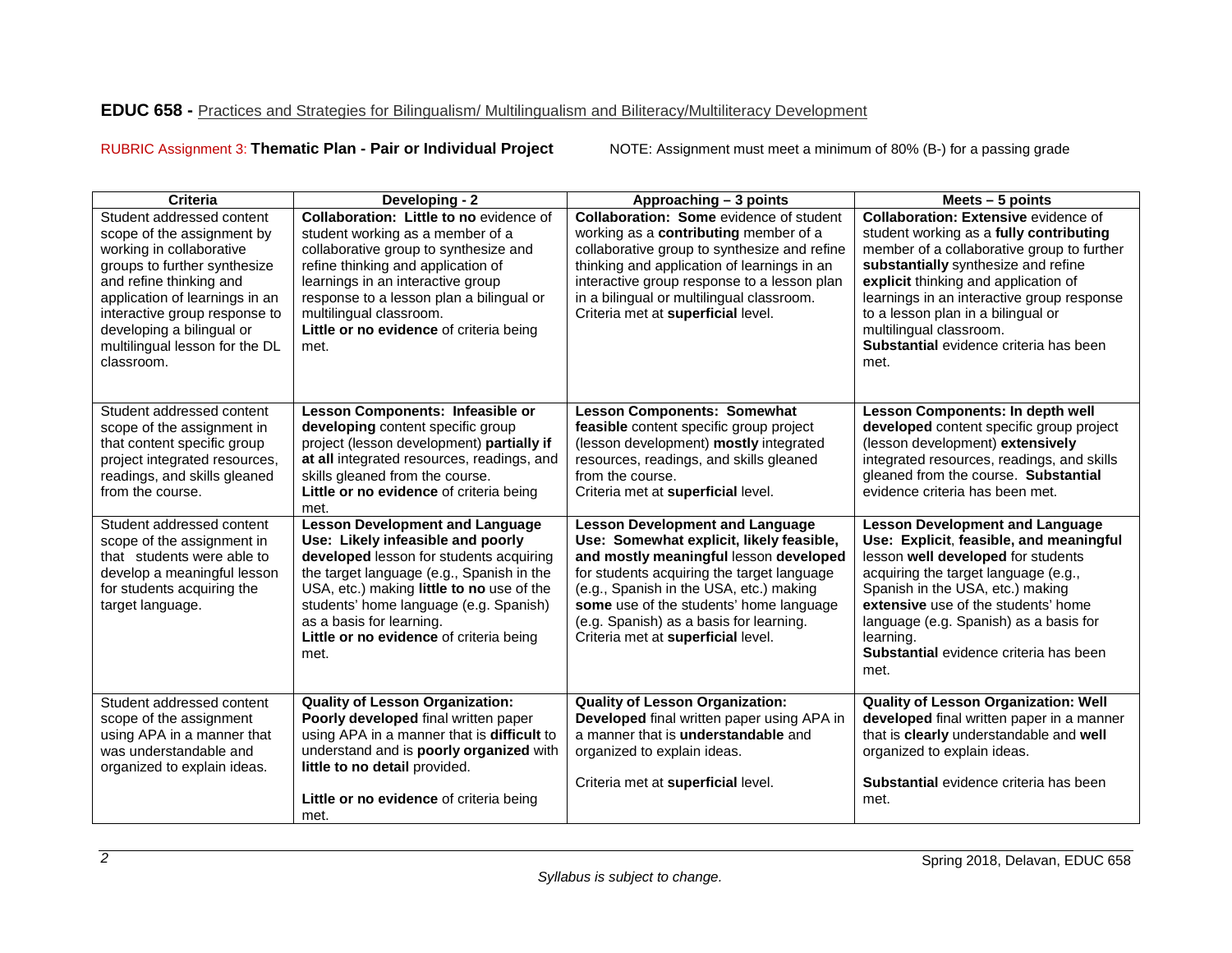**EDUC 658 -** Practices and Strategies for Bilingualism/ Multilingualism and Biliteracy/Multiliteracy Development

RUBRIC Assignment 3: **Thematic Plan - Pair or Individual Project** NOTE: Assignment must meet a minimum of 80% (B-) for a passing grade

| Criteria | Developing - 2 | Approaching – 3 points | Meets – 5 points |
|---|---|---|---|
| Student addressed content scope of the assignment by working in collaborative groups to further synthesize and refine thinking and application of learnings in an interactive group response to developing a bilingual or multilingual lesson for the DL classroom. | **Collaboration: Little to no** evidence of student working as a member of a collaborative group to synthesize and refine thinking and application of learnings in an interactive group response to a lesson plan a bilingual or multilingual classroom. **Little or no evidence** of criteria being met. | **Collaboration: Some** evidence of student working as a **contributing** member of a collaborative group to synthesize and refine thinking and application of learnings in an interactive group response to a lesson plan in a bilingual or multilingual classroom. Criteria met at **superficial** level. | **Collaboration: Extensive** evidence of student working as a **fully contributing** member of a collaborative group to further **substantially** synthesize and refine **explicit** thinking and application of learnings in an interactive group response to a lesson plan in a bilingual or multilingual classroom. **Substantial** evidence criteria has been met. |
| Student addressed content scope of the assignment in that content specific group project integrated resources, readings, and skills gleaned from the course. | **Lesson Components: Infeasible or developing** content specific group project (lesson development) **partially if at all** integrated resources, readings, and skills gleaned from the course. **Little or no evidence** of criteria being met. | **Lesson Components: Somewhat feasible** content specific group project (lesson development) **mostly** integrated resources, readings, and skills gleaned from the course. Criteria met at **superficial** level. | **Lesson Components: In depth well developed** content specific group project (lesson development) **extensively** integrated resources, readings, and skills gleaned from the course. **Substantial** evidence criteria has been met. |
| Student addressed content scope of the assignment in that students were able to develop a meaningful lesson for students acquiring the target language. | **Lesson Development and Language Use: Likely infeasible and poorly developed** lesson for students acquiring the target language (e.g., Spanish in the USA, etc.) making **little to no** use of the students' home language (e.g. Spanish) as a basis for learning. **Little or no evidence** of criteria being met. | **Lesson Development and Language Use: Somewhat explicit, likely feasible, and mostly meaningful** lesson **developed** for students acquiring the target language (e.g., Spanish in the USA, etc.) making **some** use of the students' home language (e.g. Spanish) as a basis for learning. Criteria met at **superficial** level. | **Lesson Development and Language Use: Explicit**, **feasible, and meaningful** lesson **well developed** for students acquiring the target language (e.g., Spanish in the USA, etc.) making **extensive** use of the students' home language (e.g. Spanish) as a basis for learning. **Substantial** evidence criteria has been met. |
| Student addressed content scope of the assignment using APA in a manner that was understandable and organized to explain ideas. | **Quality of Lesson Organization: Poorly developed** final written paper using APA in a manner that is **difficult** to understand and is **poorly organized** with **little to no detail** provided. **Little or no evidence** of criteria being met. | **Quality of Lesson Organization: Developed** final written paper using APA in a manner that is **understandable** and organized to explain ideas. Criteria met at **superficial** level. | **Quality of Lesson Organization: Well developed** final written paper in a manner that is **clearly** understandable and **well** organized to explain ideas. **Substantial** evidence criteria has been met. |

*Syllabus is subject to change.*